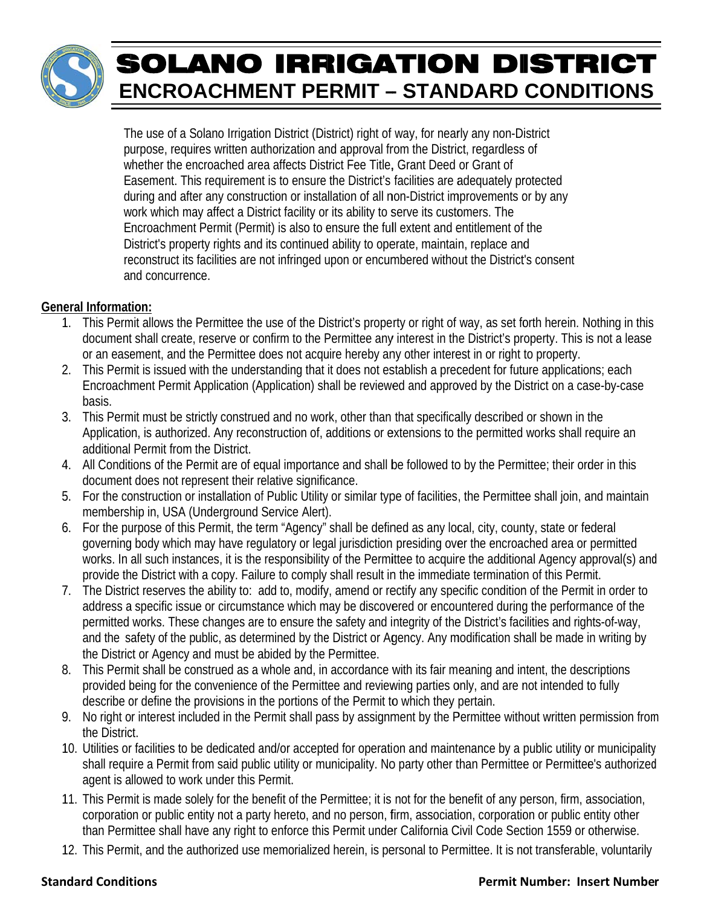# SOLANO IRRIGATION DISTRICT

## ENCROACHMENT PERMIT – STANDARD CONDITIONS

The use of a Solano Irrigation District (District) right of way, for nearly any non-District purpose, requires written authorization and approval from the District, regardless of whether the encroached area affects District Fee Title, Grant Deed or Grant of Easement. This requirement is to ensure the District's facilities are adequately protected during and after any construction or installation of all non-District improvements or by any work which may affect a District facility or its ability to serve its customers. The Encroachment Permit (Permit) is also to ensure the full extent and entitlement of the District's property rights and its continued ability to operate, maintain, replace and reconstruct its facilities are not infringed upon or encumbered without the District's consent and concurrence.

**General Information:**

1. This Permit allows the Permittee the use of the District's property or right of way, as set forth herein. Nothing in this document shall create, reserve or confirm to the Permittee any interest in the District's property. This is not a lease or an easement, and the Permittee does not acquire hereby any other interest in or right to property.
2. This Permit is issued with the understanding that it does not establish a precedent for future applications; each Encroachment Permit Application (Application) shall be reviewed and approved by the District on a case-by-case basis.
3. This Permit must be strictly construed and no work, other than that specifically described or shown in the Application, is authorized. Any reconstruction of, additions or extensions to the permitted works shall require an additional Permit from the District.
4. All Conditions of the Permit are of equal importance and shall be followed to by the Permittee; their order in this document does not represent their relative significance.
5. For the construction or installation of Public Utility or similar type of facilities, the Permittee shall join, and maintain membership in, USA (Underground Service Alert).
6. For the purpose of this Permit, the term "Agency" shall be defined as any local, city, county, state or federal governing body which may have regulatory or legal jurisdiction presiding over the encroached area or permitted works. In all such instances, it is the responsibility of the Permittee to acquire the additional Agency approval(s) and provide the District with a copy. Failure to comply shall result in the immediate termination of this Permit.
7. The District reserves the ability to: add to, modify, amend or rectify any specific condition of the Permit in order to address a specific issue or circumstance which may be discovered or encountered during the performance of the permitted works. These changes are to ensure the safety and integrity of the District's facilities and rights-of-way, and the safety of the public, as determined by the District or Agency. Any modification shall be made in writing by the District or Agency and must be abided by the Permittee.
8. This Permit shall be construed as a whole and, in accordance with its fair meaning and intent, the descriptions provided being for the convenience of the Permittee and reviewing parties only, and are not intended to fully describe or define the provisions in the portions of the Permit to which they pertain.
9. No right or interest included in the Permit shall pass by assignment by the Permittee without written permission from the District.
10. Utilities or facilities to be dedicated and/or accepted for operation and maintenance by a public utility or municipality shall require a Permit from said public utility or municipality. No party other than Permittee or Permittee's authorized agent is allowed to work under this Permit.
11. This Permit is made solely for the benefit of the Permittee; it is not for the benefit of any person, firm, association, corporation or public entity not a party hereto, and no person, firm, association, corporation or public entity other than Permittee shall have any right to enforce this Permit under California Civil Code Section 1559 or otherwise.
12. This Permit, and the authorized use memorialized herein, is personal to Permittee. It is not transferable, voluntarily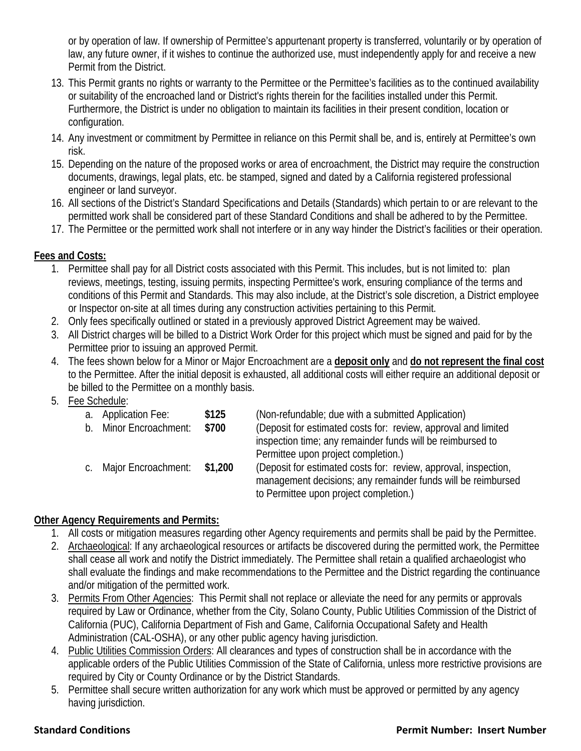or by operation of law. If ownership of Permittee's appurtenant property is transferred, voluntarily or by operation of law, any future owner, if it wishes to continue the authorized use, must independently apply for and receive a new Permit from the District.

13. This Permit grants no rights or warranty to the Permittee or the Permittee's facilities as to the continued availability or suitability of the encroached land or District's rights therein for the facilities installed under this Permit. Furthermore, the District is under no obligation to maintain its facilities in their present condition, location or configuration.
14. Any investment or commitment by Permittee in reliance on this Permit shall be, and is, entirely at Permittee's own risk.
15. Depending on the nature of the proposed works or area of encroachment, the District may require the construction documents, drawings, legal plats, etc. be stamped, signed and dated by a California registered professional engineer or land surveyor.
16. All sections of the District's Standard Specifications and Details (Standards) which pertain to or are relevant to the permitted work shall be considered part of these Standard Conditions and shall be adhered to by the Permittee.
17. The Permittee or the permitted work shall not interfere or in any way hinder the District's facilities or their operation.

**Fees and Costs:**

1. Permittee shall pay for all District costs associated with this Permit. This includes, but is not limited to: plan reviews, meetings, testing, issuing permits, inspecting Permittee's work, ensuring compliance of the terms and conditions of this Permit and Standards. This may also include, at the District's sole discretion, a District employee or Inspector on-site at all times during any construction activities pertaining to this Permit.
2. Only fees specifically outlined or stated in a previously approved District Agreement may be waived.
3. All District charges will be billed to a District Work Order for this project which must be signed and paid for by the Permittee prior to issuing an approved Permit.
4. The fees shown below for a Minor or Major Encroachment are a **deposit only** and **do not represent the final cost** to the Permittee. After the initial deposit is exhausted, all additional costs will either require an additional deposit or be billed to the Permittee on a monthly basis.
5. Fee Schedule:
   a. Application Fee: **$125** (Non-refundable; due with a submitted Application)
   b. Minor Encroachment: **$700** (Deposit for estimated costs for: review, approval and limited inspection time; any remainder funds will be reimbursed to Permittee upon project completion.)
   c. Major Encroachment: **$1,200** (Deposit for estimated costs for: review, approval, inspection, management decisions; any remainder funds will be reimbursed to Permittee upon project completion.)

**Other Agency Requirements and Permits:**

1. All costs or mitigation measures regarding other Agency requirements and permits shall be paid by the Permittee.
2. Archaeological: If any archaeological resources or artifacts be discovered during the permitted work, the Permittee shall cease all work and notify the District immediately. The Permittee shall retain a qualified archaeologist who shall evaluate the findings and make recommendations to the Permittee and the District regarding the continuance and/or mitigation of the permitted work.
3. Permits From Other Agencies: This Permit shall not replace or alleviate the need for any permits or approvals required by Law or Ordinance, whether from the City, Solano County, Public Utilities Commission of the District of California (PUC), California Department of Fish and Game, California Occupational Safety and Health Administration (CAL-OSHA), or any other public agency having jurisdiction.
4. Public Utilities Commission Orders: All clearances and types of construction shall be in accordance with the applicable orders of the Public Utilities Commission of the State of California, unless more restrictive provisions are required by City or County Ordinance or by the District Standards.
5. Permittee shall secure written authorization for any work which must be approved or permitted by any agency having jurisdiction.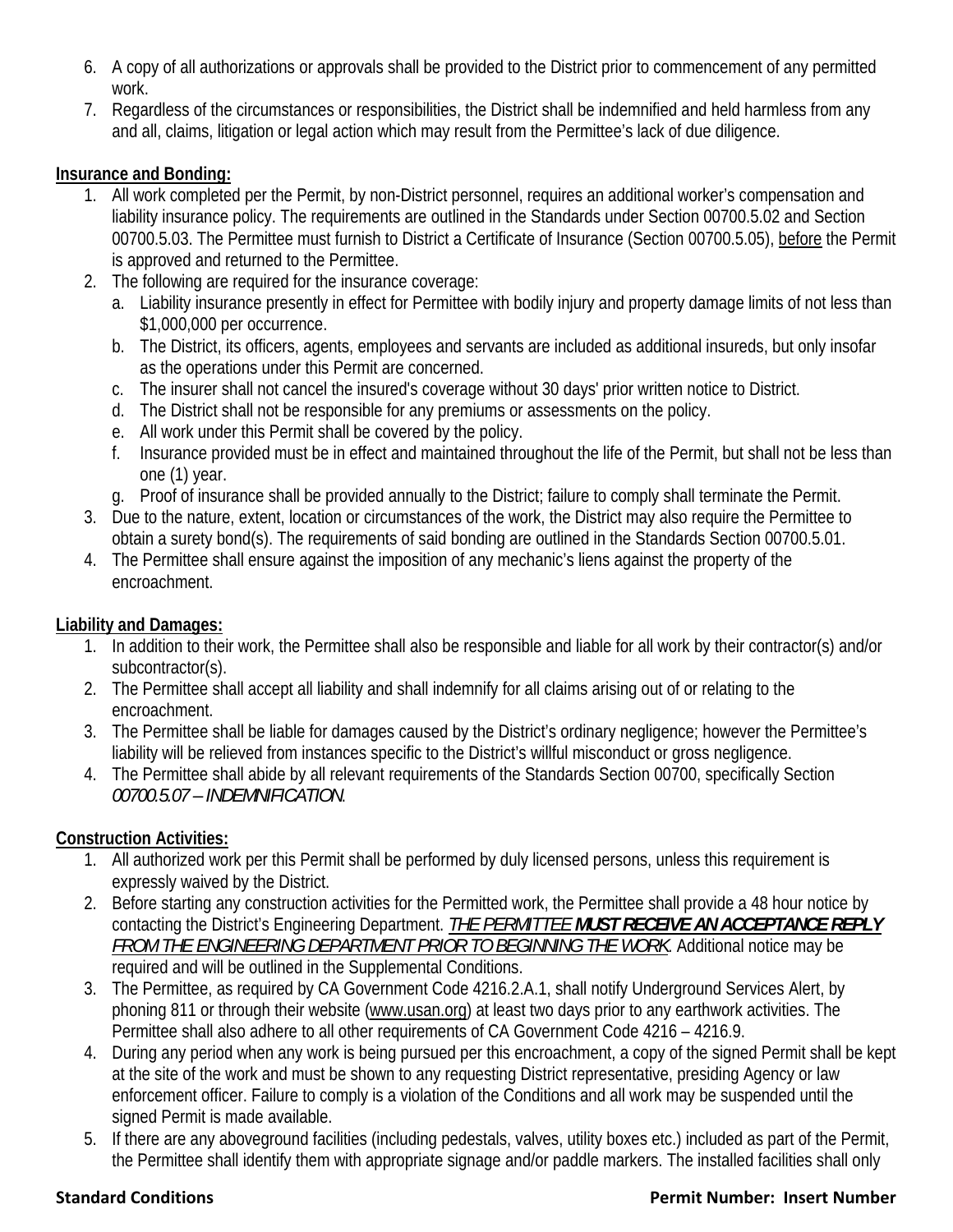6. A copy of all authorizations or approvals shall be provided to the District prior to commencement of any permitted work.
7. Regardless of the circumstances or responsibilities, the District shall be indemnified and held harmless from any and all, claims, litigation or legal action which may result from the Permittee's lack of due diligence.

**Insurance and Bonding:**

1. All work completed per the Permit, by non-District personnel, requires an additional worker's compensation and liability insurance policy. The requirements are outlined in the Standards under Section 00700.5.02 and Section 00700.5.03. The Permittee must furnish to District a Certificate of Insurance (Section 00700.5.05), before the Permit is approved and returned to the Permittee.
2. The following are required for the insurance coverage:
   a. Liability insurance presently in effect for Permittee with bodily injury and property damage limits of not less than $1,000,000 per occurrence.
   b. The District, its officers, agents, employees and servants are included as additional insureds, but only insofar as the operations under this Permit are concerned.
   c. The insurer shall not cancel the insured's coverage without 30 days' prior written notice to District.
   d. The District shall not be responsible for any premiums or assessments on the policy.
   e. All work under this Permit shall be covered by the policy.
   f. Insurance provided must be in effect and maintained throughout the life of the Permit, but shall not be less than one (1) year.
   g. Proof of insurance shall be provided annually to the District; failure to comply shall terminate the Permit.
3. Due to the nature, extent, location or circumstances of the work, the District may also require the Permittee to obtain a surety bond(s). The requirements of said bonding are outlined in the Standards Section 00700.5.01.
4. The Permittee shall ensure against the imposition of any mechanic's liens against the property of the encroachment.

**Liability and Damages:**

1. In addition to their work, the Permittee shall also be responsible and liable for all work by their contractor(s) and/or subcontractor(s).
2. The Permittee shall accept all liability and shall indemnify for all claims arising out of or relating to the encroachment.
3. The Permittee shall be liable for damages caused by the District's ordinary negligence; however the Permittee's liability will be relieved from instances specific to the District's willful misconduct or gross negligence.
4. The Permittee shall abide by all relevant requirements of the Standards Section 00700, specifically Section *00700.5.07 – INDEMNIFICATION*.

**Construction Activities:**

1. All authorized work per this Permit shall be performed by duly licensed persons, unless this requirement is expressly waived by the District.
2. Before starting any construction activities for the Permitted work, the Permittee shall provide a 48 hour notice by contacting the District's Engineering Department. *THE PERMITTEE* ***MUST RECEIVE AN ACCEPTANCE REPLY*** *FROM THE ENGINEERING DEPARTMENT PRIOR TO BEGINNING THE WORK*. Additional notice may be required and will be outlined in the Supplemental Conditions.
3. The Permittee, as required by CA Government Code 4216.2.A.1, shall notify Underground Services Alert, by phoning 811 or through their website (www.usan.org) at least two days prior to any earthwork activities. The Permittee shall also adhere to all other requirements of CA Government Code 4216 – 4216.9.
4. During any period when any work is being pursued per this encroachment, a copy of the signed Permit shall be kept at the site of the work and must be shown to any requesting District representative, presiding Agency or law enforcement officer. Failure to comply is a violation of the Conditions and all work may be suspended until the signed Permit is made available.
5. If there are any aboveground facilities (including pedestals, valves, utility boxes etc.) included as part of the Permit, the Permittee shall identify them with appropriate signage and/or paddle markers. The installed facilities shall only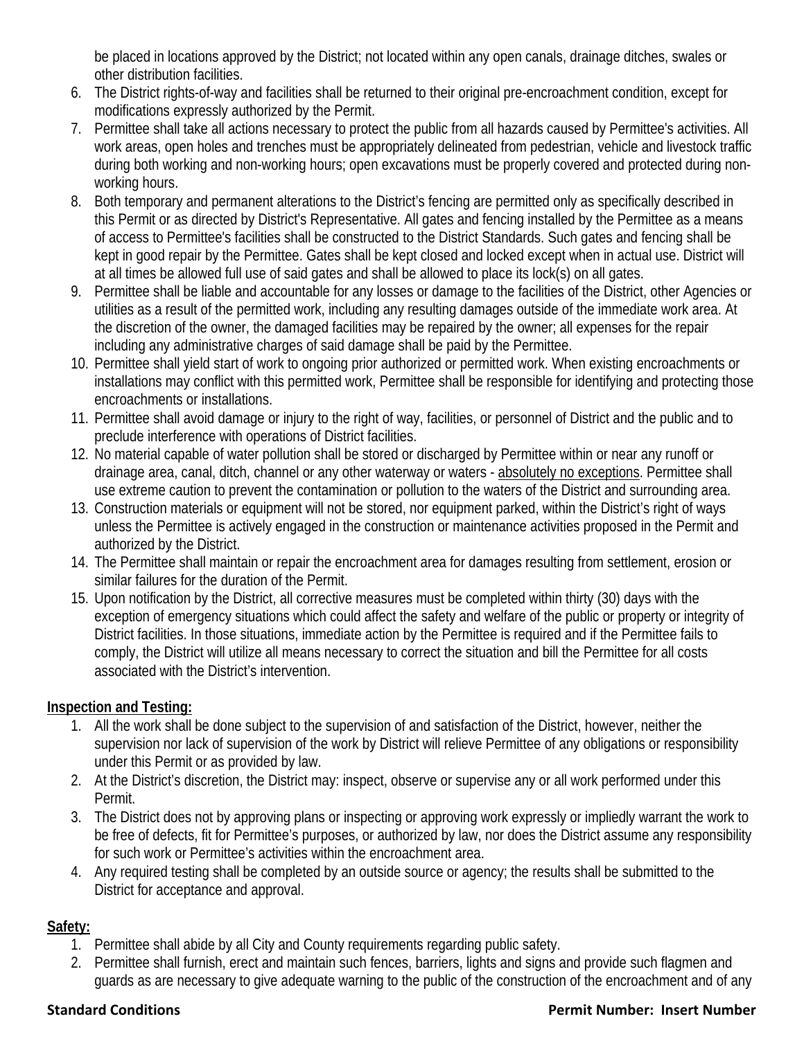be placed in locations approved by the District; not located within any open canals, drainage ditches, swales or other distribution facilities.

6. The District rights-of-way and facilities shall be returned to their original pre-encroachment condition, except for modifications expressly authorized by the Permit.
7. Permittee shall take all actions necessary to protect the public from all hazards caused by Permittee's activities. All work areas, open holes and trenches must be appropriately delineated from pedestrian, vehicle and livestock traffic during both working and non-working hours; open excavations must be properly covered and protected during non-working hours.
8. Both temporary and permanent alterations to the District's fencing are permitted only as specifically described in this Permit or as directed by District's Representative. All gates and fencing installed by the Permittee as a means of access to Permittee's facilities shall be constructed to the District Standards. Such gates and fencing shall be kept in good repair by the Permittee. Gates shall be kept closed and locked except when in actual use. District will at all times be allowed full use of said gates and shall be allowed to place its lock(s) on all gates.
9. Permittee shall be liable and accountable for any losses or damage to the facilities of the District, other Agencies or utilities as a result of the permitted work, including any resulting damages outside of the immediate work area. At the discretion of the owner, the damaged facilities may be repaired by the owner; all expenses for the repair including any administrative charges of said damage shall be paid by the Permittee.
10. Permittee shall yield start of work to ongoing prior authorized or permitted work. When existing encroachments or installations may conflict with this permitted work, Permittee shall be responsible for identifying and protecting those encroachments or installations.
11. Permittee shall avoid damage or injury to the right of way, facilities, or personnel of District and the public and to preclude interference with operations of District facilities.
12. No material capable of water pollution shall be stored or discharged by Permittee within or near any runoff or drainage area, canal, ditch, channel or any other waterway or waters - <u>absolutely no exceptions</u>. Permittee shall use extreme caution to prevent the contamination or pollution to the waters of the District and surrounding area.
13. Construction materials or equipment will not be stored, nor equipment parked, within the District's right of ways unless the Permittee is actively engaged in the construction or maintenance activities proposed in the Permit and authorized by the District.
14. The Permittee shall maintain or repair the encroachment area for damages resulting from settlement, erosion or similar failures for the duration of the Permit.
15. Upon notification by the District, all corrective measures must be completed within thirty (30) days with the exception of emergency situations which could affect the safety and welfare of the public or property or integrity of District facilities. In those situations, immediate action by the Permittee is required and if the Permittee fails to comply, the District will utilize all means necessary to correct the situation and bill the Permittee for all costs associated with the District's intervention.

**<u>Inspection and Testing:</u>**

1. All the work shall be done subject to the supervision of and satisfaction of the District, however, neither the supervision nor lack of supervision of the work by District will relieve Permittee of any obligations or responsibility under this Permit or as provided by law.
2. At the District's discretion, the District may: inspect, observe or supervise any or all work performed under this Permit.
3. The District does not by approving plans or inspecting or approving work expressly or impliedly warrant the work to be free of defects, fit for Permittee's purposes, or authorized by law, nor does the District assume any responsibility for such work or Permittee's activities within the encroachment area.
4. Any required testing shall be completed by an outside source or agency; the results shall be submitted to the District for acceptance and approval.

**<u>Safety:</u>**

1. Permittee shall abide by all City and County requirements regarding public safety.
2. Permittee shall furnish, erect and maintain such fences, barriers, lights and signs and provide such flagmen and guards as are necessary to give adequate warning to the public of the construction of the encroachment and of any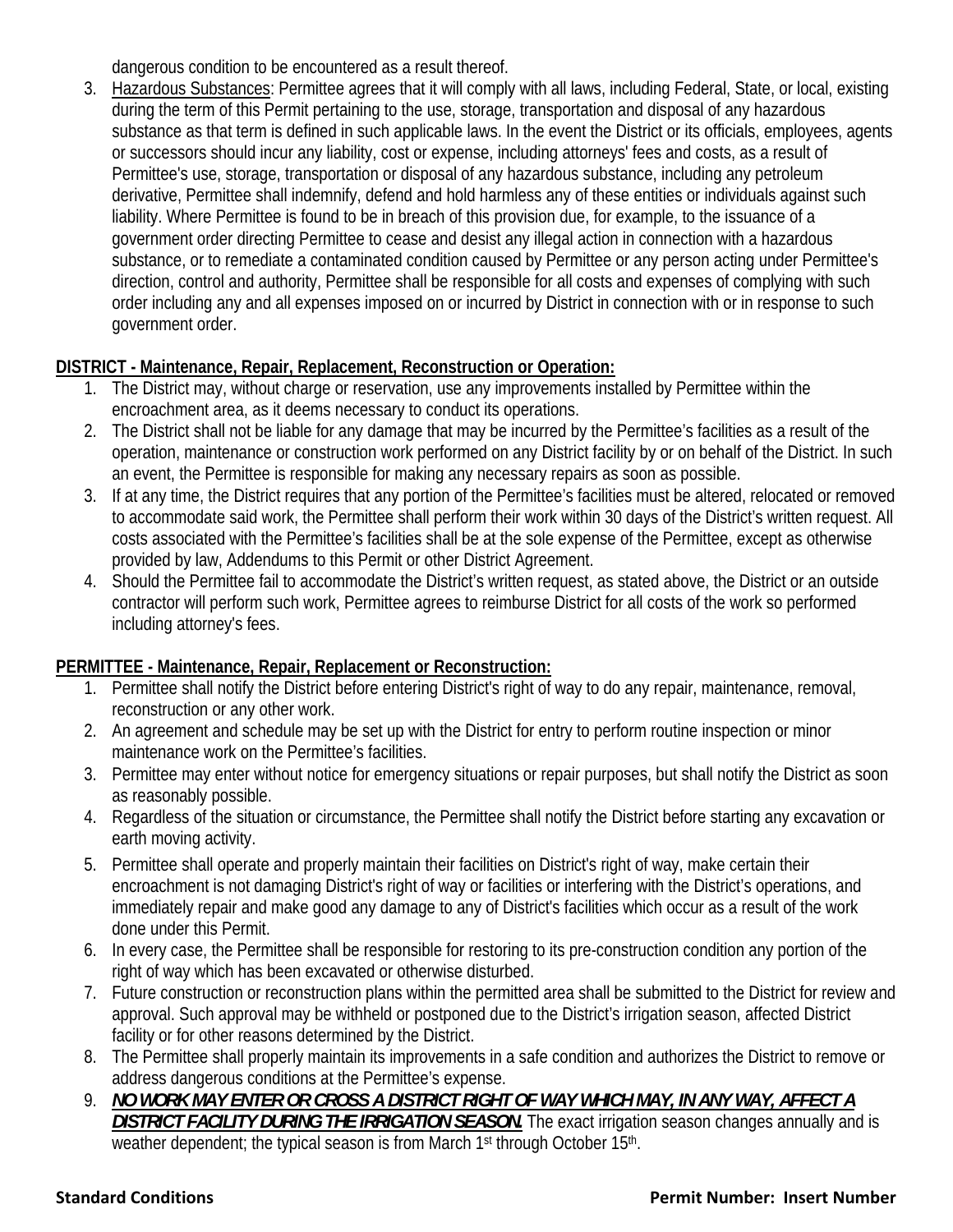dangerous condition to be encountered as a result thereof.

3. Hazardous Substances: Permittee agrees that it will comply with all laws, including Federal, State, or local, existing during the term of this Permit pertaining to the use, storage, transportation and disposal of any hazardous substance as that term is defined in such applicable laws. In the event the District or its officials, employees, agents or successors should incur any liability, cost or expense, including attorneys' fees and costs, as a result of Permittee's use, storage, transportation or disposal of any hazardous substance, including any petroleum derivative, Permittee shall indemnify, defend and hold harmless any of these entities or individuals against such liability. Where Permittee is found to be in breach of this provision due, for example, to the issuance of a government order directing Permittee to cease and desist any illegal action in connection with a hazardous substance, or to remediate a contaminated condition caused by Permittee or any person acting under Permittee's direction, control and authority, Permittee shall be responsible for all costs and expenses of complying with such order including any and all expenses imposed on or incurred by District in connection with or in response to such government order.

**DISTRICT - Maintenance, Repair, Replacement, Reconstruction or Operation:**

1. The District may, without charge or reservation, use any improvements installed by Permittee within the encroachment area, as it deems necessary to conduct its operations.
2. The District shall not be liable for any damage that may be incurred by the Permittee's facilities as a result of the operation, maintenance or construction work performed on any District facility by or on behalf of the District. In such an event, the Permittee is responsible for making any necessary repairs as soon as possible.
3. If at any time, the District requires that any portion of the Permittee's facilities must be altered, relocated or removed to accommodate said work, the Permittee shall perform their work within 30 days of the District's written request. All costs associated with the Permittee's facilities shall be at the sole expense of the Permittee, except as otherwise provided by law, Addendums to this Permit or other District Agreement.
4. Should the Permittee fail to accommodate the District's written request, as stated above, the District or an outside contractor will perform such work, Permittee agrees to reimburse District for all costs of the work so performed including attorney's fees.

**PERMITTEE - Maintenance, Repair, Replacement or Reconstruction:**

1. Permittee shall notify the District before entering District's right of way to do any repair, maintenance, removal, reconstruction or any other work.
2. An agreement and schedule may be set up with the District for entry to perform routine inspection or minor maintenance work on the Permittee's facilities.
3. Permittee may enter without notice for emergency situations or repair purposes, but shall notify the District as soon as reasonably possible.
4. Regardless of the situation or circumstance, the Permittee shall notify the District before starting any excavation or earth moving activity.
5. Permittee shall operate and properly maintain their facilities on District's right of way, make certain their encroachment is not damaging District's right of way or facilities or interfering with the District's operations, and immediately repair and make good any damage to any of District's facilities which occur as a result of the work done under this Permit.
6. In every case, the Permittee shall be responsible for restoring to its pre-construction condition any portion of the right of way which has been excavated or otherwise disturbed.
7. Future construction or reconstruction plans within the permitted area shall be submitted to the District for review and approval. Such approval may be withheld or postponed due to the District's irrigation season, affected District facility or for other reasons determined by the District.
8. The Permittee shall properly maintain its improvements in a safe condition and authorizes the District to remove or address dangerous conditions at the Permittee's expense.
9. ***NO WORK MAY ENTER OR CROSS A DISTRICT RIGHT OF WAY WHICH MAY, IN ANY WAY, AFFECT A DISTRICT FACILITY DURING THE IRRIGATION SEASON.*** The exact irrigation season changes annually and is weather dependent; the typical season is from March 1st through October 15th.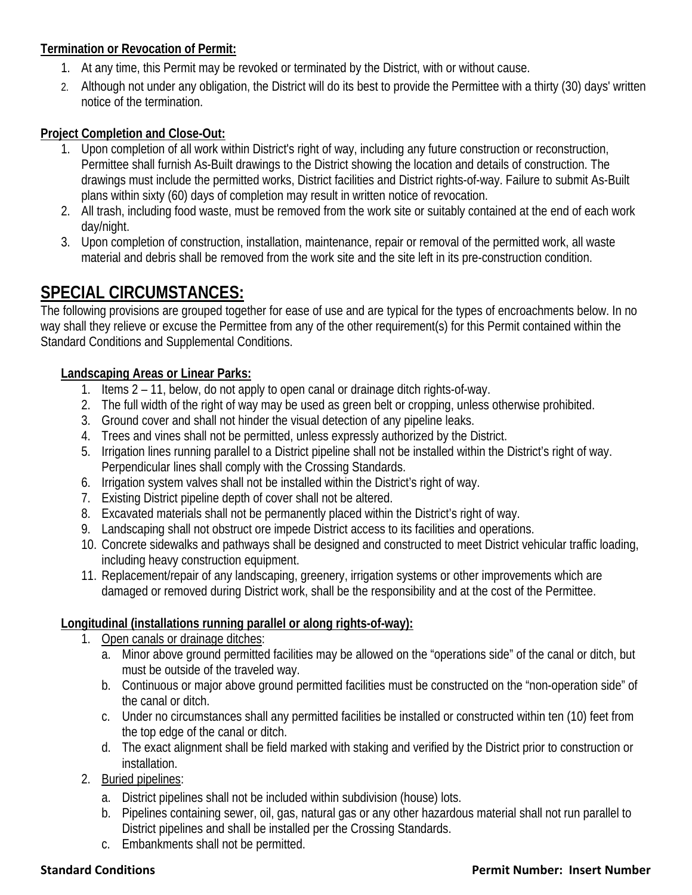**Termination or Revocation of Permit:**

1. At any time, this Permit may be revoked or terminated by the District, with or without cause.
2. Although not under any obligation, the District will do its best to provide the Permittee with a thirty (30) days' written notice of the termination.

**Project Completion and Close-Out:**

1. Upon completion of all work within District's right of way, including any future construction or reconstruction, Permittee shall furnish As-Built drawings to the District showing the location and details of construction. The drawings must include the permitted works, District facilities and District rights-of-way. Failure to submit As-Built plans within sixty (60) days of completion may result in written notice of revocation.
2. All trash, including food waste, must be removed from the work site or suitably contained at the end of each work day/night.
3. Upon completion of construction, installation, maintenance, repair or removal of the permitted work, all waste material and debris shall be removed from the work site and the site left in its pre-construction condition.

## SPECIAL CIRCUMSTANCES:

The following provisions are grouped together for ease of use and are typical for the types of encroachments below. In no way shall they relieve or excuse the Permittee from any of the other requirement(s) for this Permit contained within the Standard Conditions and Supplemental Conditions.

**Landscaping Areas or Linear Parks:**

1. Items 2 – 11, below, do not apply to open canal or drainage ditch rights-of-way.
2. The full width of the right of way may be used as green belt or cropping, unless otherwise prohibited.
3. Ground cover and shall not hinder the visual detection of any pipeline leaks.
4. Trees and vines shall not be permitted, unless expressly authorized by the District.
5. Irrigation lines running parallel to a District pipeline shall not be installed within the District's right of way. Perpendicular lines shall comply with the Crossing Standards.
6. Irrigation system valves shall not be installed within the District's right of way.
7. Existing District pipeline depth of cover shall not be altered.
8. Excavated materials shall not be permanently placed within the District's right of way.
9. Landscaping shall not obstruct ore impede District access to its facilities and operations.
10. Concrete sidewalks and pathways shall be designed and constructed to meet District vehicular traffic loading, including heavy construction equipment.
11. Replacement/repair of any landscaping, greenery, irrigation systems or other improvements which are damaged or removed during District work, shall be the responsibility and at the cost of the Permittee.

**Longitudinal (installations running parallel or along rights-of-way):**

1. Open canals or drainage ditches:
   a. Minor above ground permitted facilities may be allowed on the "operations side" of the canal or ditch, but must be outside of the traveled way.
   b. Continuous or major above ground permitted facilities must be constructed on the "non-operation side" of the canal or ditch.
   c. Under no circumstances shall any permitted facilities be installed or constructed within ten (10) feet from the top edge of the canal or ditch.
   d. The exact alignment shall be field marked with staking and verified by the District prior to construction or installation.
2. Buried pipelines:
   a. District pipelines shall not be included within subdivision (house) lots.
   b. Pipelines containing sewer, oil, gas, natural gas or any other hazardous material shall not run parallel to District pipelines and shall be installed per the Crossing Standards.
   c. Embankments shall not be permitted.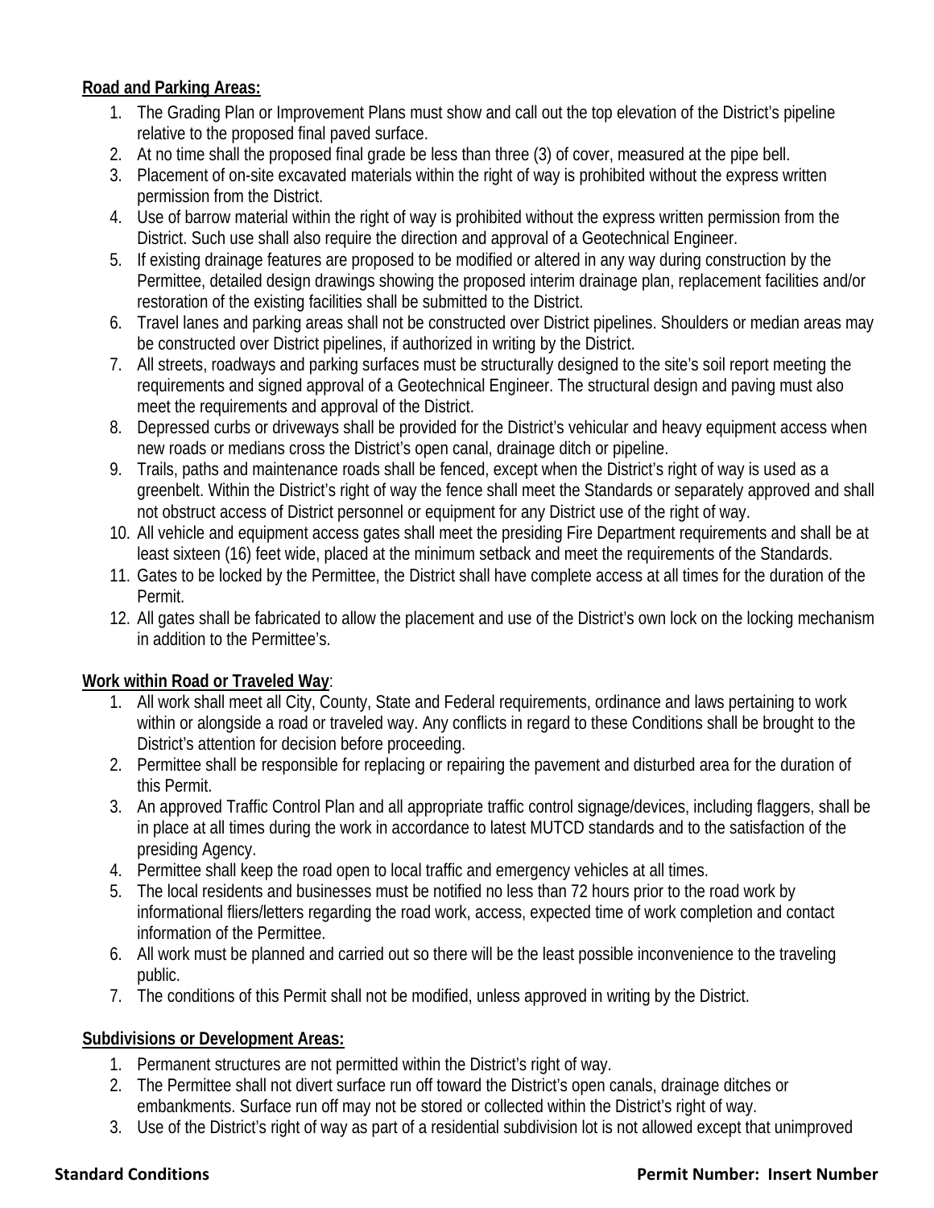**Road and Parking Areas:**

1. The Grading Plan or Improvement Plans must show and call out the top elevation of the District's pipeline relative to the proposed final paved surface.
2. At no time shall the proposed final grade be less than three (3) of cover, measured at the pipe bell.
3. Placement of on-site excavated materials within the right of way is prohibited without the express written permission from the District.
4. Use of barrow material within the right of way is prohibited without the express written permission from the District. Such use shall also require the direction and approval of a Geotechnical Engineer.
5. If existing drainage features are proposed to be modified or altered in any way during construction by the Permittee, detailed design drawings showing the proposed interim drainage plan, replacement facilities and/or restoration of the existing facilities shall be submitted to the District.
6. Travel lanes and parking areas shall not be constructed over District pipelines. Shoulders or median areas may be constructed over District pipelines, if authorized in writing by the District.
7. All streets, roadways and parking surfaces must be structurally designed to the site's soil report meeting the requirements and signed approval of a Geotechnical Engineer. The structural design and paving must also meet the requirements and approval of the District.
8. Depressed curbs or driveways shall be provided for the District's vehicular and heavy equipment access when new roads or medians cross the District's open canal, drainage ditch or pipeline.
9. Trails, paths and maintenance roads shall be fenced, except when the District's right of way is used as a greenbelt. Within the District's right of way the fence shall meet the Standards or separately approved and shall not obstruct access of District personnel or equipment for any District use of the right of way.
10. All vehicle and equipment access gates shall meet the presiding Fire Department requirements and shall be at least sixteen (16) feet wide, placed at the minimum setback and meet the requirements of the Standards.
11. Gates to be locked by the Permittee, the District shall have complete access at all times for the duration of the Permit.
12. All gates shall be fabricated to allow the placement and use of the District's own lock on the locking mechanism in addition to the Permittee's.

**Work within Road or Traveled Way**:

1. All work shall meet all City, County, State and Federal requirements, ordinance and laws pertaining to work within or alongside a road or traveled way. Any conflicts in regard to these Conditions shall be brought to the District's attention for decision before proceeding.
2. Permittee shall be responsible for replacing or repairing the pavement and disturbed area for the duration of this Permit.
3. An approved Traffic Control Plan and all appropriate traffic control signage/devices, including flaggers, shall be in place at all times during the work in accordance to latest MUTCD standards and to the satisfaction of the presiding Agency.
4. Permittee shall keep the road open to local traffic and emergency vehicles at all times.
5. The local residents and businesses must be notified no less than 72 hours prior to the road work by informational fliers/letters regarding the road work, access, expected time of work completion and contact information of the Permittee.
6. All work must be planned and carried out so there will be the least possible inconvenience to the traveling public.
7. The conditions of this Permit shall not be modified, unless approved in writing by the District.

**Subdivisions or Development Areas:**

1. Permanent structures are not permitted within the District's right of way.
2. The Permittee shall not divert surface run off toward the District's open canals, drainage ditches or embankments. Surface run off may not be stored or collected within the District's right of way.
3. Use of the District's right of way as part of a residential subdivision lot is not allowed except that unimproved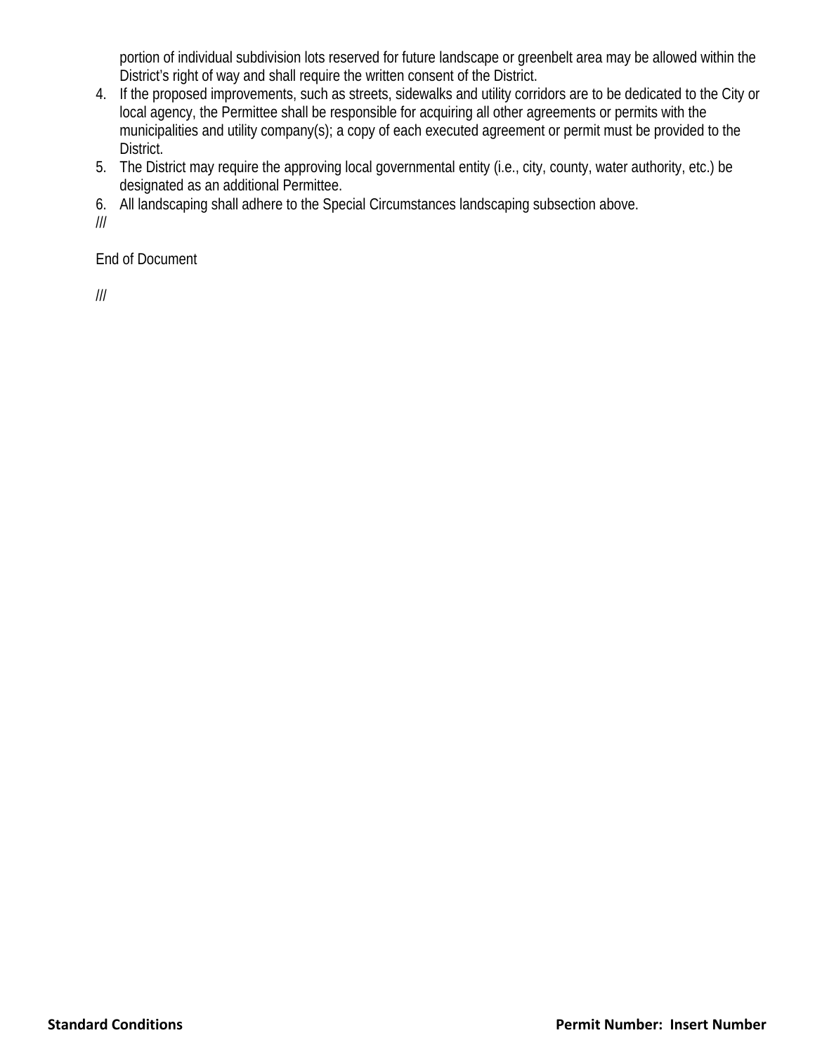portion of individual subdivision lots reserved for future landscape or greenbelt area may be allowed within the District's right of way and shall require the written consent of the District.

4. If the proposed improvements, such as streets, sidewalks and utility corridors are to be dedicated to the City or local agency, the Permittee shall be responsible for acquiring all other agreements or permits with the municipalities and utility company(s); a copy of each executed agreement or permit must be provided to the District.
5. The District may require the approving local governmental entity (i.e., city, county, water authority, etc.) be designated as an additional Permittee.
6. All landscaping shall adhere to the Special Circumstances landscaping subsection above.

///

End of Document

///